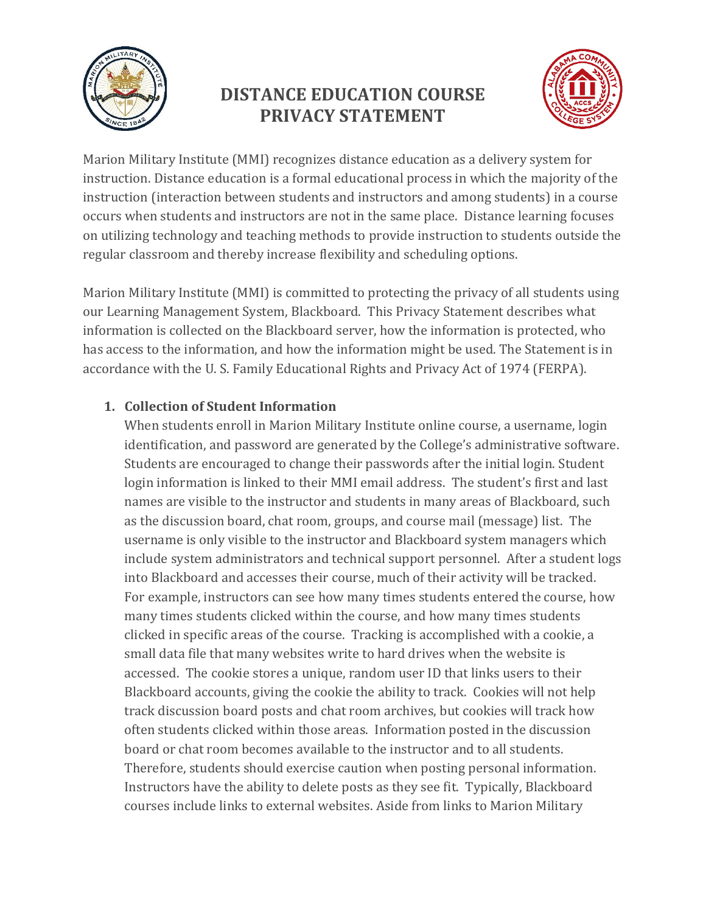# DISTANCE EDUCATION COURSE PRIVACY STATEMENT

Marion Military Institute (MMI) recognizes distance education as a delivery system for instruction. Distance education is a formal educational process in which the majority of the instruction (interaction between students and instructors and among students) in a course occurs when students and instructors are not in the same place. Distance learning focuses on utilizing technology and teaching methods to provide instruction to students outside the regular classroom and thereby increase flexibility and scheduling options.

Marion Military Institute (MMI) is committed to protecting the privacy of all students using our Learning Management System, Blackboard. This Privacy Statement describes what information is collected on the Blackboard server, how the information is protected, who has access to the information, and how the information might be used. The Statement is in accordance with the U. S. Family Educational Rights and Privacy Act of 1974 (FERPA).

1. **Collection of Student Information**
   When students enroll in Marion Military Institute online course, a username, login identification, and password are generated by the College's administrative software. Students are encouraged to change their passwords after the initial login. Student login information is linked to their MMI email address. The student's first and last names are visible to the instructor and students in many areas of Blackboard, such as the discussion board, chat room, groups, and course mail (message) list. The username is only visible to the instructor and Blackboard system managers which include system administrators and technical support personnel. After a student logs into Blackboard and accesses their course, much of their activity will be tracked. For example, instructors can see how many times students entered the course, how many times students clicked within the course, and how many times students clicked in specific areas of the course. Tracking is accomplished with a cookie, a small data file that many websites write to hard drives when the website is accessed. The cookie stores a unique, random user ID that links users to their Blackboard accounts, giving the cookie the ability to track. Cookies will not help track discussion board posts and chat room archives, but cookies will track how often students clicked within those areas. Information posted in the discussion board or chat room becomes available to the instructor and to all students. Therefore, students should exercise caution when posting personal information. Instructors have the ability to delete posts as they see fit. Typically, Blackboard courses include links to external websites. Aside from links to Marion Military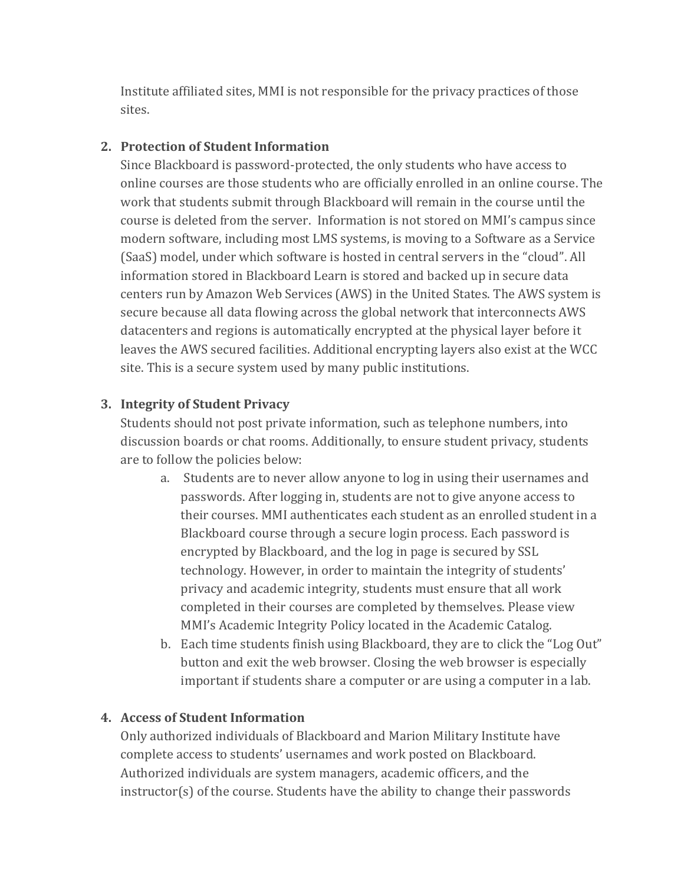Institute affiliated sites, MMI is not responsible for the privacy practices of those sites.

2. **Protection of Student Information**
   Since Blackboard is password-protected, the only students who have access to online courses are those students who are officially enrolled in an online course. The work that students submit through Blackboard will remain in the course until the course is deleted from the server. Information is not stored on MMI's campus since modern software, including most LMS systems, is moving to a Software as a Service (SaaS) model, under which software is hosted in central servers in the "cloud". All information stored in Blackboard Learn is stored and backed up in secure data centers run by Amazon Web Services (AWS) in the United States. The AWS system is secure because all data flowing across the global network that interconnects AWS datacenters and regions is automatically encrypted at the physical layer before it leaves the AWS secured facilities. Additional encrypting layers also exist at the WCC site. This is a secure system used by many public institutions.

3. **Integrity of Student Privacy**
   Students should not post private information, such as telephone numbers, into discussion boards or chat rooms. Additionally, to ensure student privacy, students are to follow the policies below:
   a. Students are to never allow anyone to log in using their usernames and passwords. After logging in, students are not to give anyone access to their courses. MMI authenticates each student as an enrolled student in a Blackboard course through a secure login process. Each password is encrypted by Blackboard, and the log in page is secured by SSL technology. However, in order to maintain the integrity of students' privacy and academic integrity, students must ensure that all work completed in their courses are completed by themselves. Please view MMI's Academic Integrity Policy located in the Academic Catalog.
   b. Each time students finish using Blackboard, they are to click the "Log Out" button and exit the web browser. Closing the web browser is especially important if students share a computer or are using a computer in a lab.

4. **Access of Student Information**
   Only authorized individuals of Blackboard and Marion Military Institute have complete access to students' usernames and work posted on Blackboard. Authorized individuals are system managers, academic officers, and the instructor(s) of the course. Students have the ability to change their passwords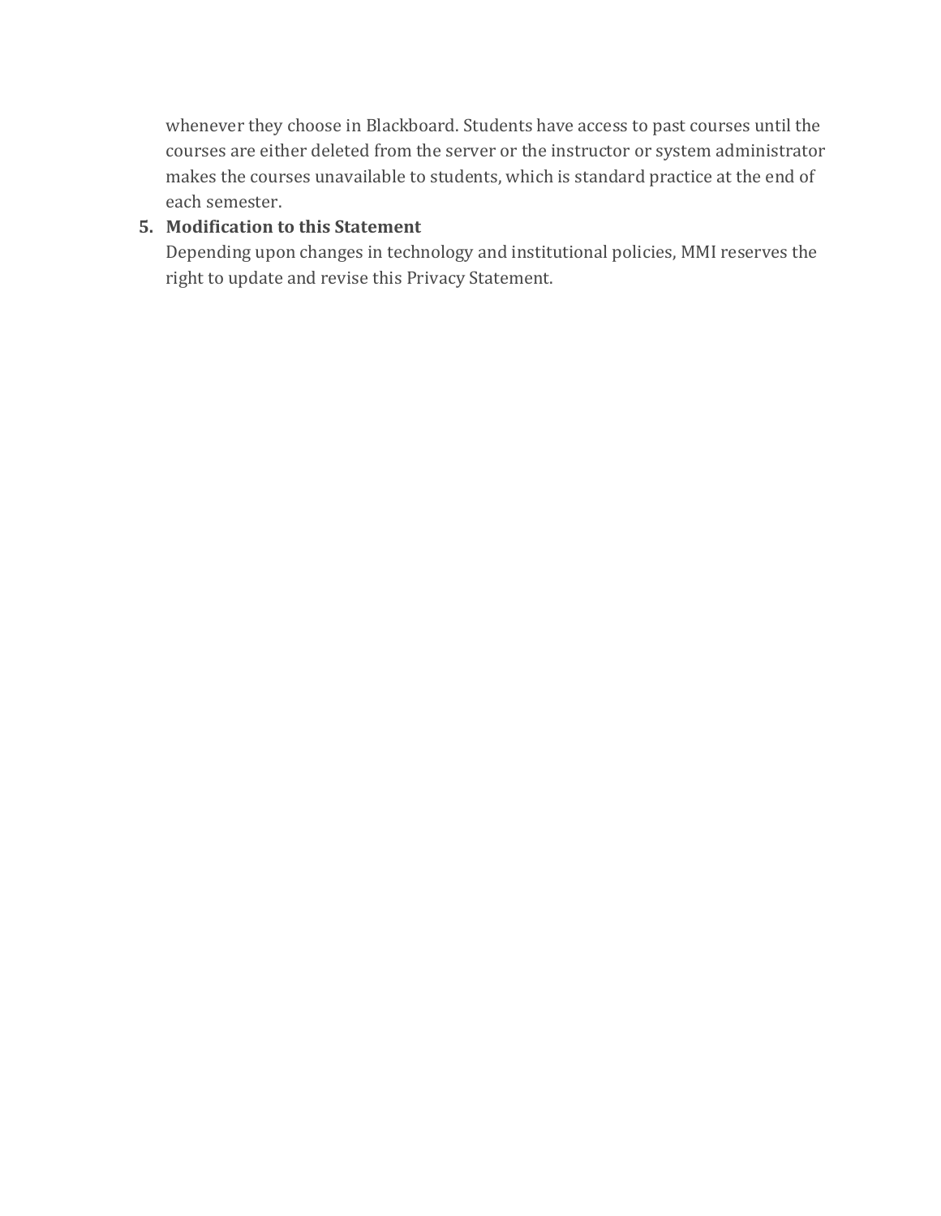whenever they choose in Blackboard. Students have access to past courses until the courses are either deleted from the server or the instructor or system administrator makes the courses unavailable to students, which is standard practice at the end of each semester.

5. **Modification to this Statement**
   Depending upon changes in technology and institutional policies, MMI reserves the right to update and revise this Privacy Statement.